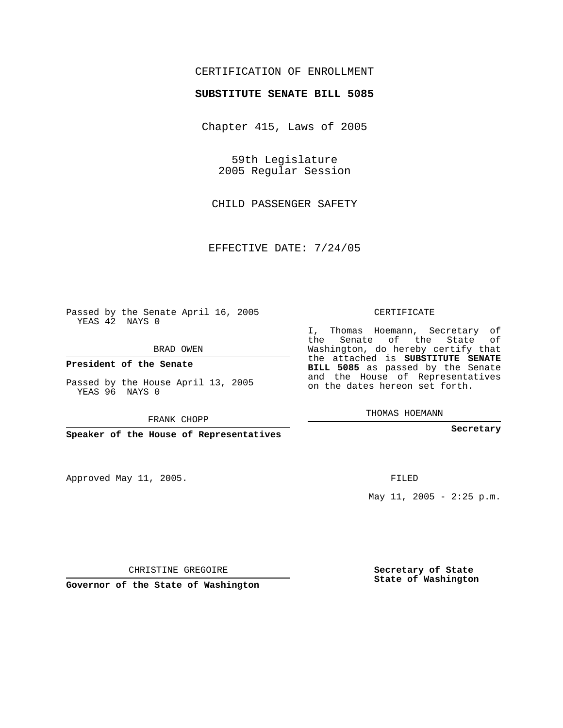CERTIFICATION OF ENROLLMENT

**SUBSTITUTE SENATE BILL 5085**

Chapter 415, Laws of 2005

59th Legislature
2005 Regular Session

CHILD PASSENGER SAFETY

EFFECTIVE DATE: 7/24/05

Passed by the Senate April 16, 2005
YEAS 42 NAYS 0

BRAD OWEN

**President of the Senate**

Passed by the House April 13, 2005
YEAS 96 NAYS 0

FRANK CHOPP

**Speaker of the House of Representatives**

CERTIFICATE

I, Thomas Hoemann, Secretary of the Senate of the State of Washington, do hereby certify that the attached is **SUBSTITUTE SENATE BILL 5085** as passed by the Senate and the House of Representatives on the dates hereon set forth.

THOMAS HOEMANN

**Secretary**

Approved May 11, 2005.

FILED

May 11, 2005 - 2:25 p.m.

CHRISTINE GREGOIRE

**Governor of the State of Washington**

**Secretary of State**
**State of Washington**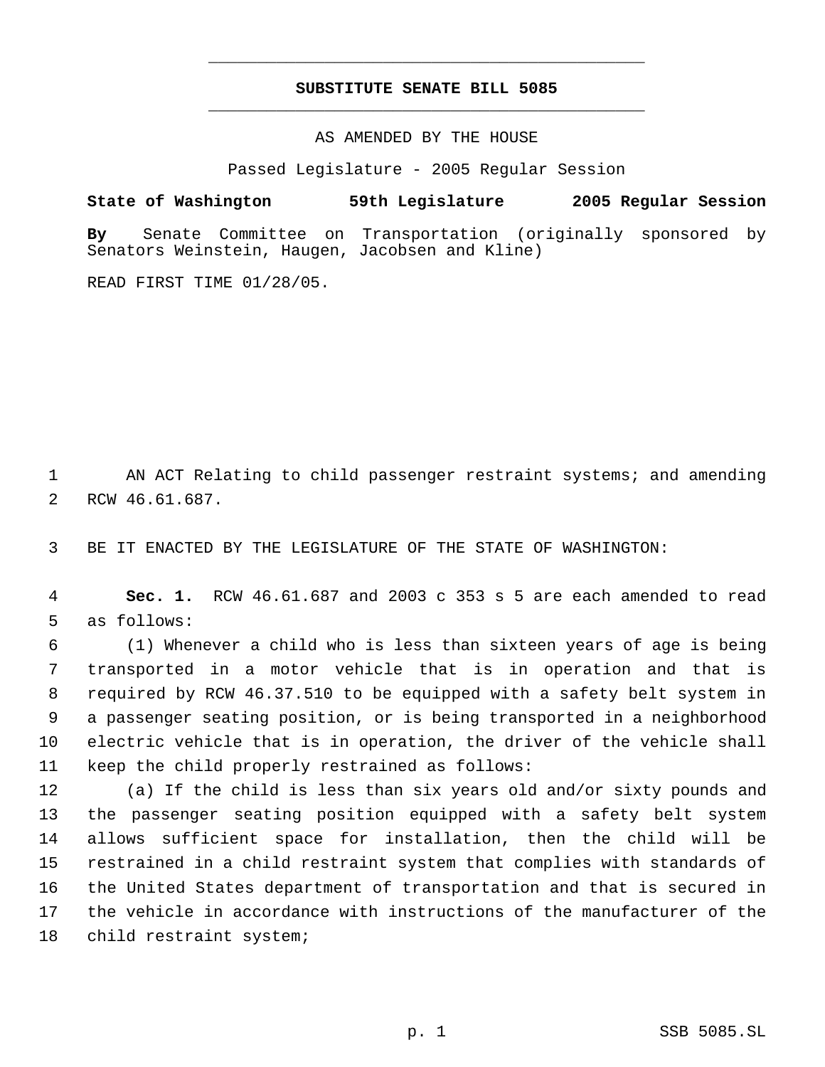**SUBSTITUTE SENATE BILL 5085**

AS AMENDED BY THE HOUSE

Passed Legislature - 2005 Regular Session

**State of Washington 59th Legislature 2005 Regular Session**

**By** Senate Committee on Transportation (originally sponsored by Senators Weinstein, Haugen, Jacobsen and Kline)

READ FIRST TIME 01/28/05.

AN ACT Relating to child passenger restraint systems; and amending RCW 46.61.687.

BE IT ENACTED BY THE LEGISLATURE OF THE STATE OF WASHINGTON:

**Sec. 1.** RCW 46.61.687 and 2003 c 353 s 5 are each amended to read as follows:

(1) Whenever a child who is less than sixteen years of age is being transported in a motor vehicle that is in operation and that is required by RCW 46.37.510 to be equipped with a safety belt system in a passenger seating position, or is being transported in a neighborhood electric vehicle that is in operation, the driver of the vehicle shall keep the child properly restrained as follows:

(a) If the child is less than six years old and/or sixty pounds and the passenger seating position equipped with a safety belt system allows sufficient space for installation, then the child will be restrained in a child restraint system that complies with standards of the United States department of transportation and that is secured in the vehicle in accordance with instructions of the manufacturer of the child restraint system;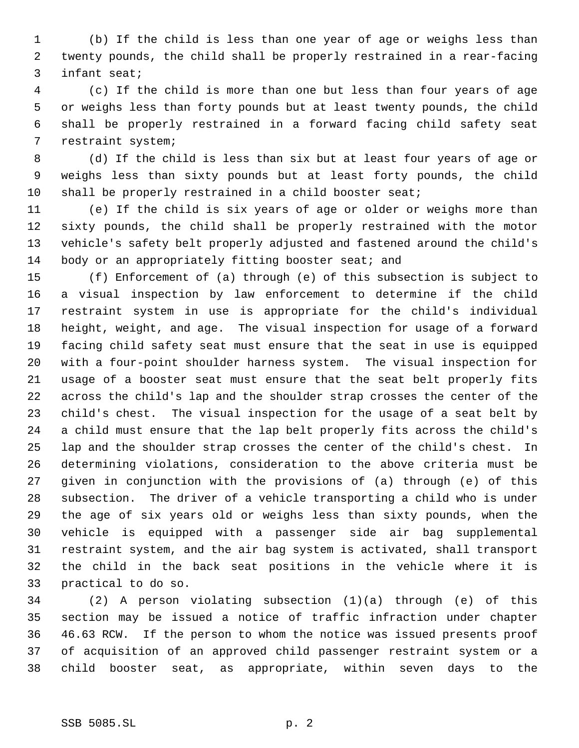(b) If the child is less than one year of age or weighs less than twenty pounds, the child shall be properly restrained in a rear-facing infant seat;

(c) If the child is more than one but less than four years of age or weighs less than forty pounds but at least twenty pounds, the child shall be properly restrained in a forward facing child safety seat restraint system;

(d) If the child is less than six but at least four years of age or weighs less than sixty pounds but at least forty pounds, the child shall be properly restrained in a child booster seat;

(e) If the child is six years of age or older or weighs more than sixty pounds, the child shall be properly restrained with the motor vehicle's safety belt properly adjusted and fastened around the child's body or an appropriately fitting booster seat; and

(f) Enforcement of (a) through (e) of this subsection is subject to a visual inspection by law enforcement to determine if the child restraint system in use is appropriate for the child's individual height, weight, and age. The visual inspection for usage of a forward facing child safety seat must ensure that the seat in use is equipped with a four-point shoulder harness system. The visual inspection for usage of a booster seat must ensure that the seat belt properly fits across the child's lap and the shoulder strap crosses the center of the child's chest. The visual inspection for the usage of a seat belt by a child must ensure that the lap belt properly fits across the child's lap and the shoulder strap crosses the center of the child's chest. In determining violations, consideration to the above criteria must be given in conjunction with the provisions of (a) through (e) of this subsection. The driver of a vehicle transporting a child who is under the age of six years old or weighs less than sixty pounds, when the vehicle is equipped with a passenger side air bag supplemental restraint system, and the air bag system is activated, shall transport the child in the back seat positions in the vehicle where it is practical to do so.

(2) A person violating subsection (1)(a) through (e) of this section may be issued a notice of traffic infraction under chapter 46.63 RCW. If the person to whom the notice was issued presents proof of acquisition of an approved child passenger restraint system or a child booster seat, as appropriate, within seven days to the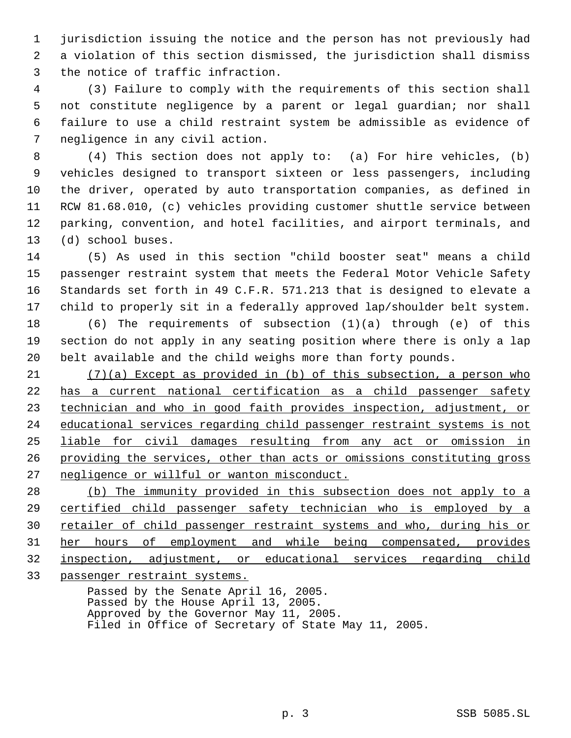jurisdiction issuing the notice and the person has not previously had a violation of this section dismissed, the jurisdiction shall dismiss the notice of traffic infraction.

(3) Failure to comply with the requirements of this section shall not constitute negligence by a parent or legal guardian; nor shall failure to use a child restraint system be admissible as evidence of negligence in any civil action.

(4) This section does not apply to: (a) For hire vehicles, (b) vehicles designed to transport sixteen or less passengers, including the driver, operated by auto transportation companies, as defined in RCW 81.68.010, (c) vehicles providing customer shuttle service between parking, convention, and hotel facilities, and airport terminals, and (d) school buses.

(5) As used in this section "child booster seat" means a child passenger restraint system that meets the Federal Motor Vehicle Safety Standards set forth in 49 C.F.R. 571.213 that is designed to elevate a child to properly sit in a federally approved lap/shoulder belt system.

(6) The requirements of subsection (1)(a) through (e) of this section do not apply in any seating position where there is only a lap belt available and the child weighs more than forty pounds.

<u>(7)(a) Except as provided in (b) of this subsection, a person who has a current national certification as a child passenger safety technician and who in good faith provides inspection, adjustment, or educational services regarding child passenger restraint systems is not liable for civil damages resulting from any act or omission in providing the services, other than acts or omissions constituting gross negligence or willful or wanton misconduct.</u>

<u>(b) The immunity provided in this subsection does not apply to a certified child passenger safety technician who is employed by a retailer of child passenger restraint systems and who, during his or her hours of employment and while being compensated, provides inspection, adjustment, or educational services regarding child passenger restraint systems.</u>

Passed by the Senate April 16, 2005.
Passed by the House April 13, 2005.
Approved by the Governor May 11, 2005.
Filed in Office of Secretary of State May 11, 2005.